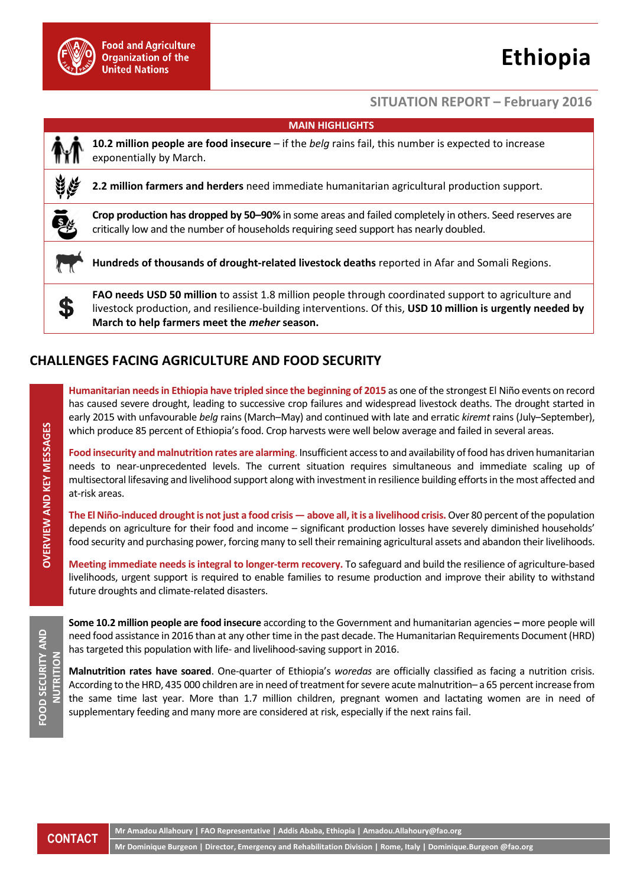Food and Agriculture Organization of the United Nations

# Ethiopia

## SITUATION REPORT – February 2016

**MAIN HIGHLIGHTS**

- **10.2 million people are food insecure** – if the *belg* rains fail, this number is expected to increase exponentially by March.
- **2.2 million farmers and herders** need immediate humanitarian agricultural production support.
- **Crop production has dropped by 50–90%** in some areas and failed completely in others. Seed reserves are critically low and the number of households requiring seed support has nearly doubled.
- **Hundreds of thousands of drought-related livestock deaths** reported in Afar and Somali Regions.
- **FAO needs USD 50 million** to assist 1.8 million people through coordinated support to agriculture and livestock production, and resilience-building interventions. Of this, **USD 10 million is urgently needed by March to help farmers meet the *meher* season.**

## CHALLENGES FACING AGRICULTURE AND FOOD SECURITY

### OVERVIEW AND KEY MESSAGES

**Humanitarian needs in Ethiopia have tripled since the beginning of 2015** as one of the strongest El Niño events on record has caused severe drought, leading to successive crop failures and widespread livestock deaths. The drought started in early 2015 with unfavourable *belg* rains (March–May) and continued with late and erratic *kiremt* rains (July–September), which produce 85 percent of Ethiopia's food. Crop harvests were well below average and failed in several areas.

**Food insecurity and malnutrition rates are alarming**. Insufficient access to and availability of food has driven humanitarian needs to near-unprecedented levels. The current situation requires simultaneous and immediate scaling up of multisectoral lifesaving and livelihood support along with investment in resilience building efforts in the most affected and at-risk areas.

**The El Niño-induced drought is not just a food crisis — above all, it is a livelihood crisis.** Over 80 percent of the population depends on agriculture for their food and income – significant production losses have severely diminished households' food security and purchasing power, forcing many to sell their remaining agricultural assets and abandon their livelihoods.

**Meeting immediate needs is integral to longer-term recovery.** To safeguard and build the resilience of agriculture-based livelihoods, urgent support is required to enable families to resume production and improve their ability to withstand future droughts and climate-related disasters.

### FOOD SECURITY AND NUTRITION

**Some 10.2 million people are food insecure** according to the Government and humanitarian agencies **–** more people will need food assistance in 2016 than at any other time in the past decade. The Humanitarian Requirements Document (HRD) has targeted this population with life- and livelihood-saving support in 2016.

**Malnutrition rates have soared**. One-quarter of Ethiopia's *woredas* are officially classified as facing a nutrition crisis. According to the HRD, 435 000 children are in need of treatment for severe acute malnutrition– a 65 percent increase from the same time last year. More than 1.7 million children, pregnant women and lactating women are in need of supplementary feeding and many more are considered at risk, especially if the next rains fail.

**CONTACT**

Mr Amadou Allahoury | FAO Representative | Addis Ababa, Ethiopia | Amadou.Allahoury@fao.org

Mr Dominique Burgeon | Director, Emergency and Rehabilitation Division | Rome, Italy | Dominique.Burgeon @fao.org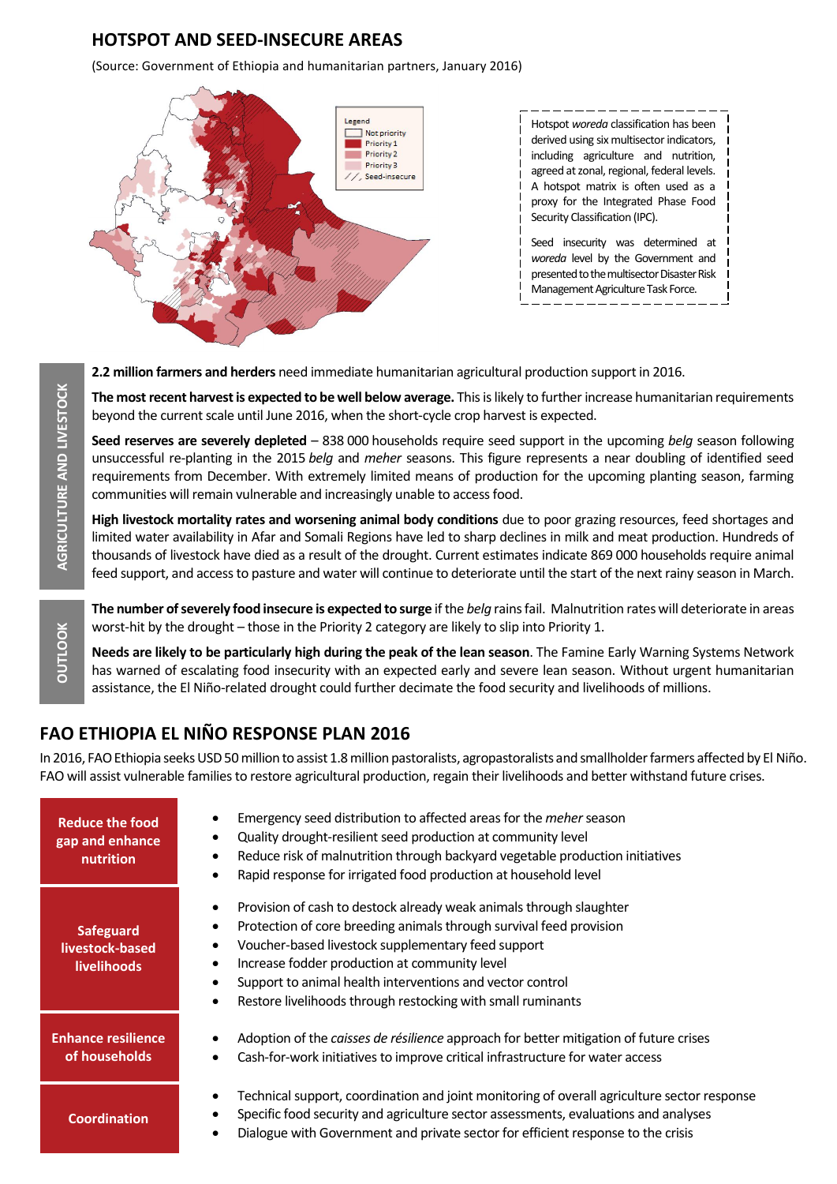## HOTSPOT AND SEED-INSECURE AREAS

(Source: Government of Ethiopia and humanitarian partners, January 2016)

Legend
Not priority
Priority 1
Priority 2
Priority 3
Seed-insecure

Hotspot *woreda* classification has been derived using six multisector indicators, including agriculture and nutrition, agreed at zonal, regional, federal levels. A hotspot matrix is often used as a proxy for the Integrated Phase Food Security Classification (IPC).

Seed insecurity was determined at *woreda* level by the Government and presented to the multisector Disaster Risk Management Agriculture Task Force.

### AGRICULTURE AND LIVESTOCK

**2.2 million farmers and herders** need immediate humanitarian agricultural production support in 2016.

**The most recent harvest is expected to be well below average.** This is likely to further increase humanitarian requirements beyond the current scale until June 2016, when the short-cycle crop harvest is expected.

**Seed reserves are severely depleted** – 838 000 households require seed support in the upcoming *belg* season following unsuccessful re-planting in the 2015 *belg* and *meher* seasons. This figure represents a near doubling of identified seed requirements from December. With extremely limited means of production for the upcoming planting season, farming communities will remain vulnerable and increasingly unable to access food.

**High livestock mortality rates and worsening animal body conditions** due to poor grazing resources, feed shortages and limited water availability in Afar and Somali Regions have led to sharp declines in milk and meat production. Hundreds of thousands of livestock have died as a result of the drought. Current estimates indicate 869 000 households require animal feed support, and access to pasture and water will continue to deteriorate until the start of the next rainy season in March.

### OUTLOOK

**The number of severely food insecure is expected to surge** if the *belg* rains fail. Malnutrition rates will deteriorate in areas worst-hit by the drought – those in the Priority 2 category are likely to slip into Priority 1.

**Needs are likely to be particularly high during the peak of the lean season**. The Famine Early Warning Systems Network has warned of escalating food insecurity with an expected early and severe lean season. Without urgent humanitarian assistance, the El Niño-related drought could further decimate the food security and livelihoods of millions.

## FAO ETHIOPIA EL NIÑO RESPONSE PLAN 2016

In 2016, FAO Ethiopia seeks USD 50 million to assist 1.8 million pastoralists, agropastoralists and smallholder farmers affected by El Niño. FAO will assist vulnerable families to restore agricultural production, regain their livelihoods and better withstand future crises.

**Reduce the food gap and enhance nutrition**

- Emergency seed distribution to affected areas for the *meher* season
- Quality drought-resilient seed production at community level
- Reduce risk of malnutrition through backyard vegetable production initiatives
- Rapid response for irrigated food production at household level

**Safeguard livestock-based livelihoods**

- Provision of cash to destock already weak animals through slaughter
- Protection of core breeding animals through survival feed provision
- Voucher-based livestock supplementary feed support
- Increase fodder production at community level
- Support to animal health interventions and vector control
- Restore livelihoods through restocking with small ruminants

**Enhance resilience of households**

- Adoption of the *caisses de résilience* approach for better mitigation of future crises
- Cash-for-work initiatives to improve critical infrastructure for water access

**Coordination**

- Technical support, coordination and joint monitoring of overall agriculture sector response
- Specific food security and agriculture sector assessments, evaluations and analyses
- Dialogue with Government and private sector for efficient response to the crisis